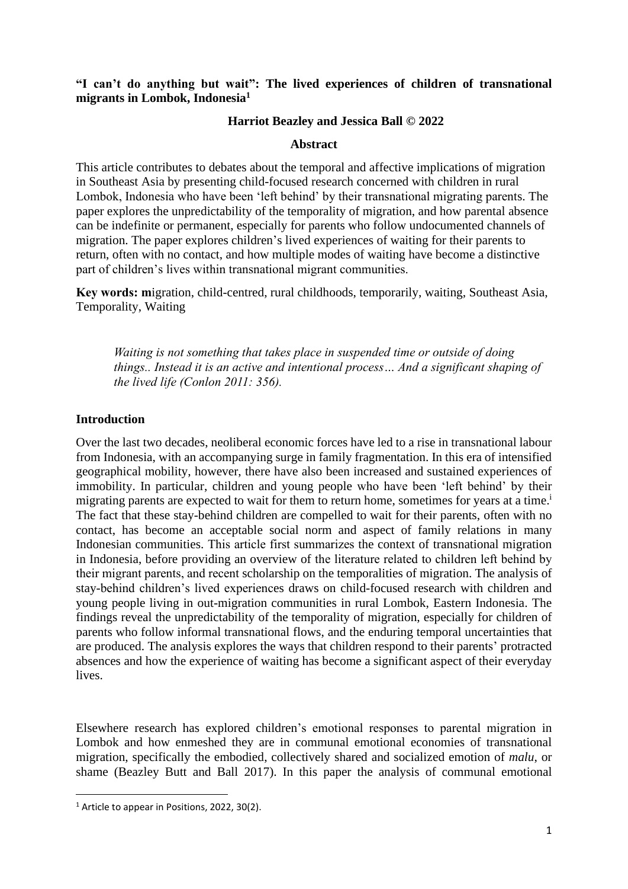**"I can't do anything but wait": The lived experiences of children of transnational migrants in Lombok, Indonesia[1]**

**Harriot Beazley and Jessica Ball © 2022**

**Abstract**

This article contributes to debates about the temporal and affective implications of migration in Southeast Asia by presenting child-focused research concerned with children in rural Lombok, Indonesia who have been 'left behind' by their transnational migrating parents. The paper explores the unpredictability of the temporality of migration, and how parental absence can be indefinite or permanent, especially for parents who follow undocumented channels of migration. The paper explores children's lived experiences of waiting for their parents to return, often with no contact, and how multiple modes of waiting have become a distinctive part of children's lives within transnational migrant communities.

**Key words: m**igration, child-centred, rural childhoods, temporarily, waiting, Southeast Asia, Temporality, Waiting

> *Waiting is not something that takes place in suspended time or outside of doing things.. Instead it is an active and intentional process… And a significant shaping of the lived life (Conlon 2011: 356).*

## Introduction

Over the last two decades, neoliberal economic forces have led to a rise in transnational labour from Indonesia, with an accompanying surge in family fragmentation. In this era of intensified geographical mobility, however, there have also been increased and sustained experiences of immobility. In particular, children and young people who have been 'left behind' by their migrating parents are expected to wait for them to return home, sometimes for years at a time.[i] The fact that these stay-behind children are compelled to wait for their parents, often with no contact, has become an acceptable social norm and aspect of family relations in many Indonesian communities. This article first summarizes the context of transnational migration in Indonesia, before providing an overview of the literature related to children left behind by their migrant parents, and recent scholarship on the temporalities of migration. The analysis of stay-behind children's lived experiences draws on child-focused research with children and young people living in out-migration communities in rural Lombok, Eastern Indonesia. The findings reveal the unpredictability of the temporality of migration, especially for children of parents who follow informal transnational flows, and the enduring temporal uncertainties that are produced. The analysis explores the ways that children respond to their parents' protracted absences and how the experience of waiting has become a significant aspect of their everyday lives.

Elsewhere research has explored children's emotional responses to parental migration in Lombok and how enmeshed they are in communal emotional economies of transnational migration, specifically the embodied, collectively shared and socialized emotion of *malu*, or shame (Beazley Butt and Ball 2017). In this paper the analysis of communal emotional

[1] Article to appear in Positions, 2022, 30(2).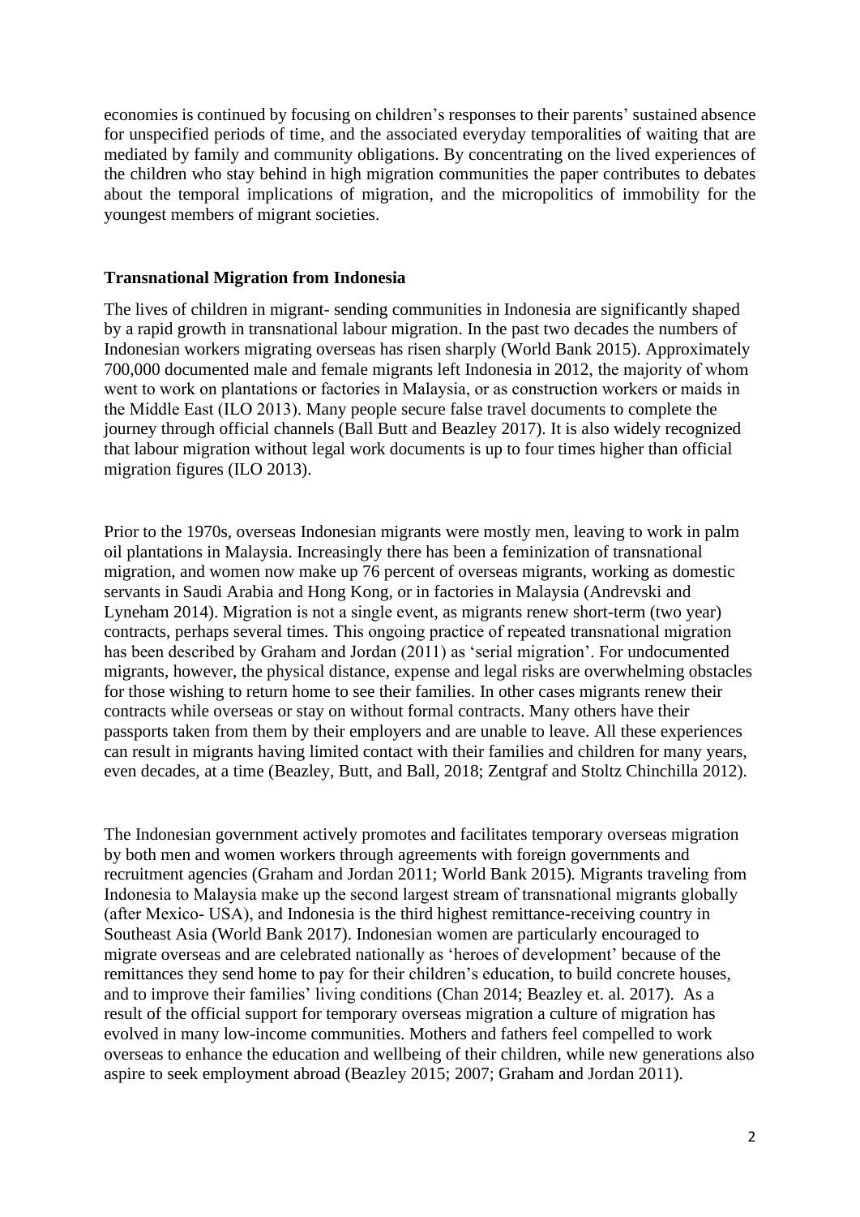economies is continued by focusing on children's responses to their parents' sustained absence for unspecified periods of time, and the associated everyday temporalities of waiting that are mediated by family and community obligations. By concentrating on the lived experiences of the children who stay behind in high migration communities the paper contributes to debates about the temporal implications of migration, and the micropolitics of immobility for the youngest members of migrant societies.

## Transnational Migration from Indonesia

The lives of children in migrant- sending communities in Indonesia are significantly shaped by a rapid growth in transnational labour migration. In the past two decades the numbers of Indonesian workers migrating overseas has risen sharply (World Bank 2015). Approximately 700,000 documented male and female migrants left Indonesia in 2012, the majority of whom went to work on plantations or factories in Malaysia, or as construction workers or maids in the Middle East (ILO 2013). Many people secure false travel documents to complete the journey through official channels (Ball Butt and Beazley 2017). It is also widely recognized that labour migration without legal work documents is up to four times higher than official migration figures (ILO 2013).

Prior to the 1970s, overseas Indonesian migrants were mostly men, leaving to work in palm oil plantations in Malaysia. Increasingly there has been a feminization of transnational migration, and women now make up 76 percent of overseas migrants, working as domestic servants in Saudi Arabia and Hong Kong, or in factories in Malaysia (Andrevski and Lyneham 2014). Migration is not a single event, as migrants renew short-term (two year) contracts, perhaps several times. This ongoing practice of repeated transnational migration has been described by Graham and Jordan (2011) as 'serial migration'. For undocumented migrants, however, the physical distance, expense and legal risks are overwhelming obstacles for those wishing to return home to see their families. In other cases migrants renew their contracts while overseas or stay on without formal contracts. Many others have their passports taken from them by their employers and are unable to leave. All these experiences can result in migrants having limited contact with their families and children for many years, even decades, at a time (Beazley, Butt, and Ball, 2018; Zentgraf and Stoltz Chinchilla 2012).

The Indonesian government actively promotes and facilitates temporary overseas migration by both men and women workers through agreements with foreign governments and recruitment agencies (Graham and Jordan 2011; World Bank 2015). Migrants traveling from Indonesia to Malaysia make up the second largest stream of transnational migrants globally (after Mexico- USA), and Indonesia is the third highest remittance-receiving country in Southeast Asia (World Bank 2017). Indonesian women are particularly encouraged to migrate overseas and are celebrated nationally as 'heroes of development' because of the remittances they send home to pay for their children's education, to build concrete houses, and to improve their families' living conditions (Chan 2014; Beazley et. al. 2017). As a result of the official support for temporary overseas migration a culture of migration has evolved in many low-income communities. Mothers and fathers feel compelled to work overseas to enhance the education and wellbeing of their children, while new generations also aspire to seek employment abroad (Beazley 2015; 2007; Graham and Jordan 2011).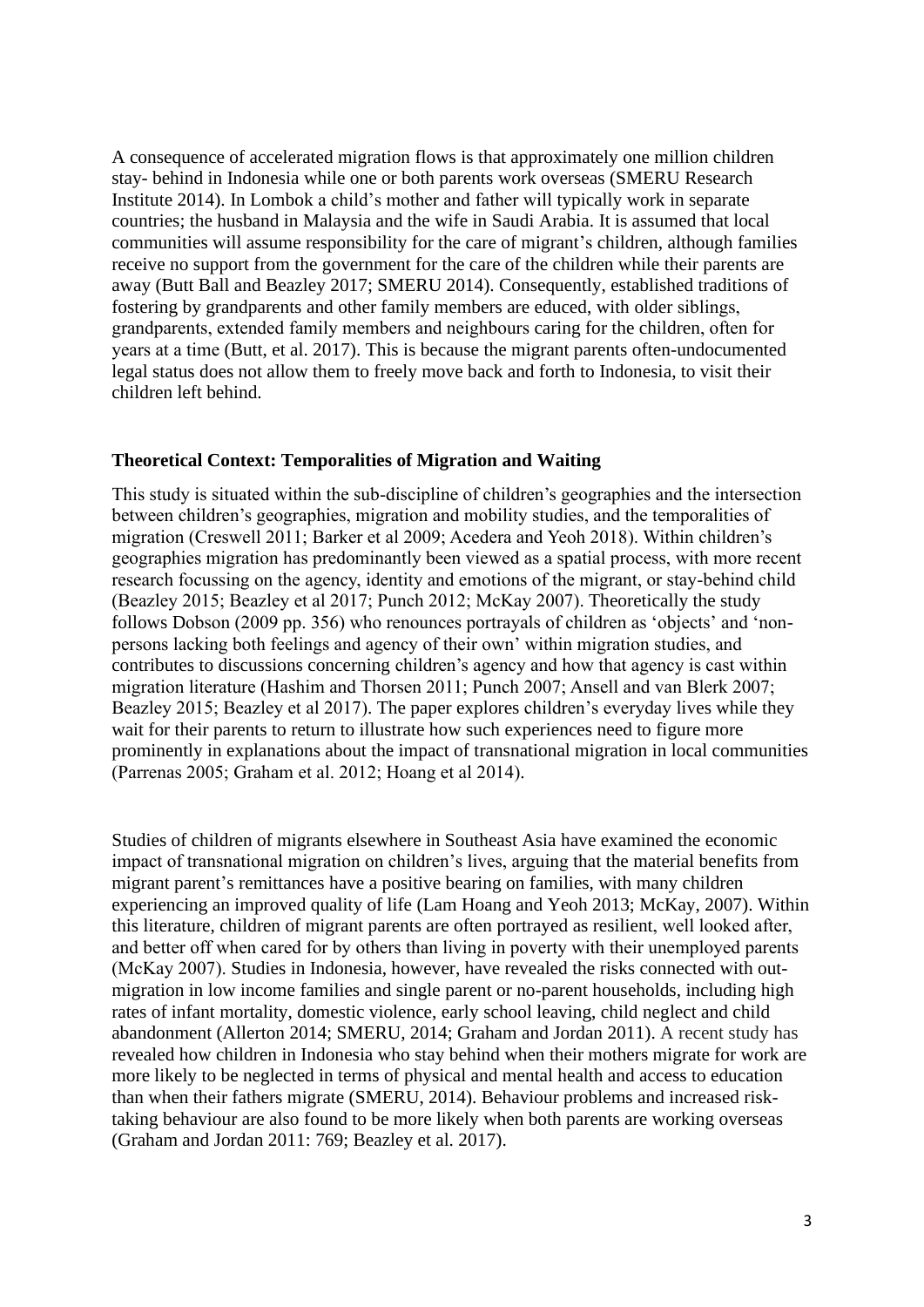A consequence of accelerated migration flows is that approximately one million children stay- behind in Indonesia while one or both parents work overseas (SMERU Research Institute 2014). In Lombok a child's mother and father will typically work in separate countries; the husband in Malaysia and the wife in Saudi Arabia. It is assumed that local communities will assume responsibility for the care of migrant's children, although families receive no support from the government for the care of the children while their parents are away (Butt Ball and Beazley 2017; SMERU 2014). Consequently, established traditions of fostering by grandparents and other family members are educed, with older siblings, grandparents, extended family members and neighbours caring for the children, often for years at a time (Butt, et al. 2017). This is because the migrant parents often-undocumented legal status does not allow them to freely move back and forth to Indonesia, to visit their children left behind.

### Theoretical Context: Temporalities of Migration and Waiting

This study is situated within the sub-discipline of children's geographies and the intersection between children's geographies, migration and mobility studies, and the temporalities of migration (Creswell 2011; Barker et al 2009; Acedera and Yeoh 2018). Within children's geographies migration has predominantly been viewed as a spatial process, with more recent research focussing on the agency, identity and emotions of the migrant, or stay-behind child (Beazley 2015; Beazley et al 2017; Punch 2012; McKay 2007). Theoretically the study follows Dobson (2009 pp. 356) who renounces portrayals of children as 'objects' and 'non-persons lacking both feelings and agency of their own' within migration studies, and contributes to discussions concerning children's agency and how that agency is cast within migration literature (Hashim and Thorsen 2011; Punch 2007; Ansell and van Blerk 2007; Beazley 2015; Beazley et al 2017). The paper explores children's everyday lives while they wait for their parents to return to illustrate how such experiences need to figure more prominently in explanations about the impact of transnational migration in local communities (Parrenas 2005; Graham et al. 2012; Hoang et al 2014).

Studies of children of migrants elsewhere in Southeast Asia have examined the economic impact of transnational migration on children's lives, arguing that the material benefits from migrant parent's remittances have a positive bearing on families, with many children experiencing an improved quality of life (Lam Hoang and Yeoh 2013; McKay, 2007). Within this literature, children of migrant parents are often portrayed as resilient, well looked after, and better off when cared for by others than living in poverty with their unemployed parents (McKay 2007). Studies in Indonesia, however, have revealed the risks connected with out-migration in low income families and single parent or no-parent households, including high rates of infant mortality, domestic violence, early school leaving, child neglect and child abandonment (Allerton 2014; SMERU, 2014; Graham and Jordan 2011). A recent study has revealed how children in Indonesia who stay behind when their mothers migrate for work are more likely to be neglected in terms of physical and mental health and access to education than when their fathers migrate (SMERU, 2014). Behaviour problems and increased risk-taking behaviour are also found to be more likely when both parents are working overseas (Graham and Jordan 2011: 769; Beazley et al. 2017).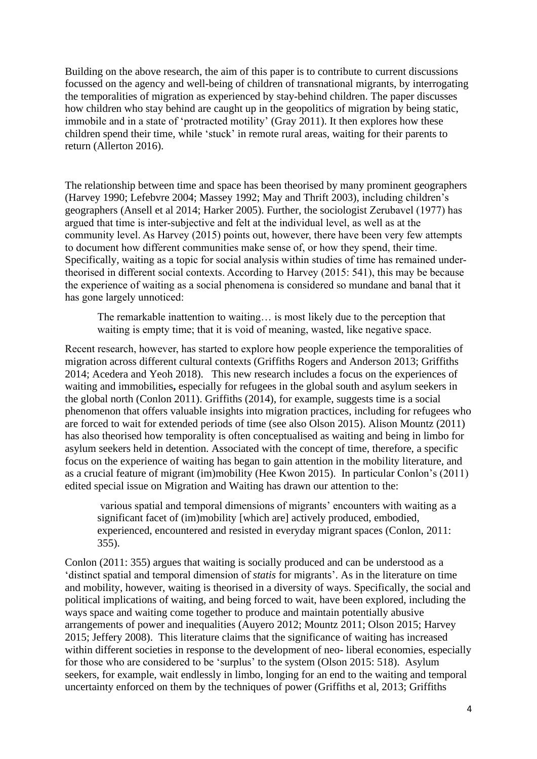Building on the above research, the aim of this paper is to contribute to current discussions focussed on the agency and well-being of children of transnational migrants, by interrogating the temporalities of migration as experienced by stay-behind children. The paper discusses how children who stay behind are caught up in the geopolitics of migration by being static, immobile and in a state of 'protracted motility' (Gray 2011). It then explores how these children spend their time, while 'stuck' in remote rural areas, waiting for their parents to return (Allerton 2016).

The relationship between time and space has been theorised by many prominent geographers (Harvey 1990; Lefebvre 2004; Massey 1992; May and Thrift 2003), including children's geographers (Ansell et al 2014; Harker 2005). Further, the sociologist Zerubavel (1977) has argued that time is inter-subjective and felt at the individual level, as well as at the community level. As Harvey (2015) points out, however, there have been very few attempts to document how different communities make sense of, or how they spend, their time. Specifically, waiting as a topic for social analysis within studies of time has remained under-theorised in different social contexts. According to Harvey (2015: 541), this may be because the experience of waiting as a social phenomena is considered so mundane and banal that it has gone largely unnoticed:

> The remarkable inattention to waiting… is most likely due to the perception that waiting is empty time; that it is void of meaning, wasted, like negative space.

Recent research, however, has started to explore how people experience the temporalities of migration across different cultural contexts (Griffiths Rogers and Anderson 2013; Griffiths 2014; Acedera and Yeoh 2018). This new research includes a focus on the experiences of waiting and immobilities**,** especially for refugees in the global south and asylum seekers in the global north (Conlon 2011). Griffiths (2014), for example, suggests time is a social phenomenon that offers valuable insights into migration practices, including for refugees who are forced to wait for extended periods of time (see also Olson 2015). Alison Mountz (2011) has also theorised how temporality is often conceptualised as waiting and being in limbo for asylum seekers held in detention. Associated with the concept of time, therefore, a specific focus on the experience of waiting has began to gain attention in the mobility literature, and as a crucial feature of migrant (im)mobility (Hee Kwon 2015). In particular Conlon's (2011) edited special issue on Migration and Waiting has drawn our attention to the:

> various spatial and temporal dimensions of migrants' encounters with waiting as a significant facet of (im)mobility [which are] actively produced, embodied, experienced, encountered and resisted in everyday migrant spaces (Conlon, 2011: 355).

Conlon (2011: 355) argues that waiting is socially produced and can be understood as a 'distinct spatial and temporal dimension of *statis* for migrants'. As in the literature on time and mobility, however, waiting is theorised in a diversity of ways. Specifically, the social and political implications of waiting, and being forced to wait, have been explored, including the ways space and waiting come together to produce and maintain potentially abusive arrangements of power and inequalities (Auyero 2012; Mountz 2011; Olson 2015; Harvey 2015; Jeffery 2008). This literature claims that the significance of waiting has increased within different societies in response to the development of neo- liberal economies, especially for those who are considered to be 'surplus' to the system (Olson 2015: 518). Asylum seekers, for example, wait endlessly in limbo, longing for an end to the waiting and temporal uncertainty enforced on them by the techniques of power (Griffiths et al, 2013; Griffiths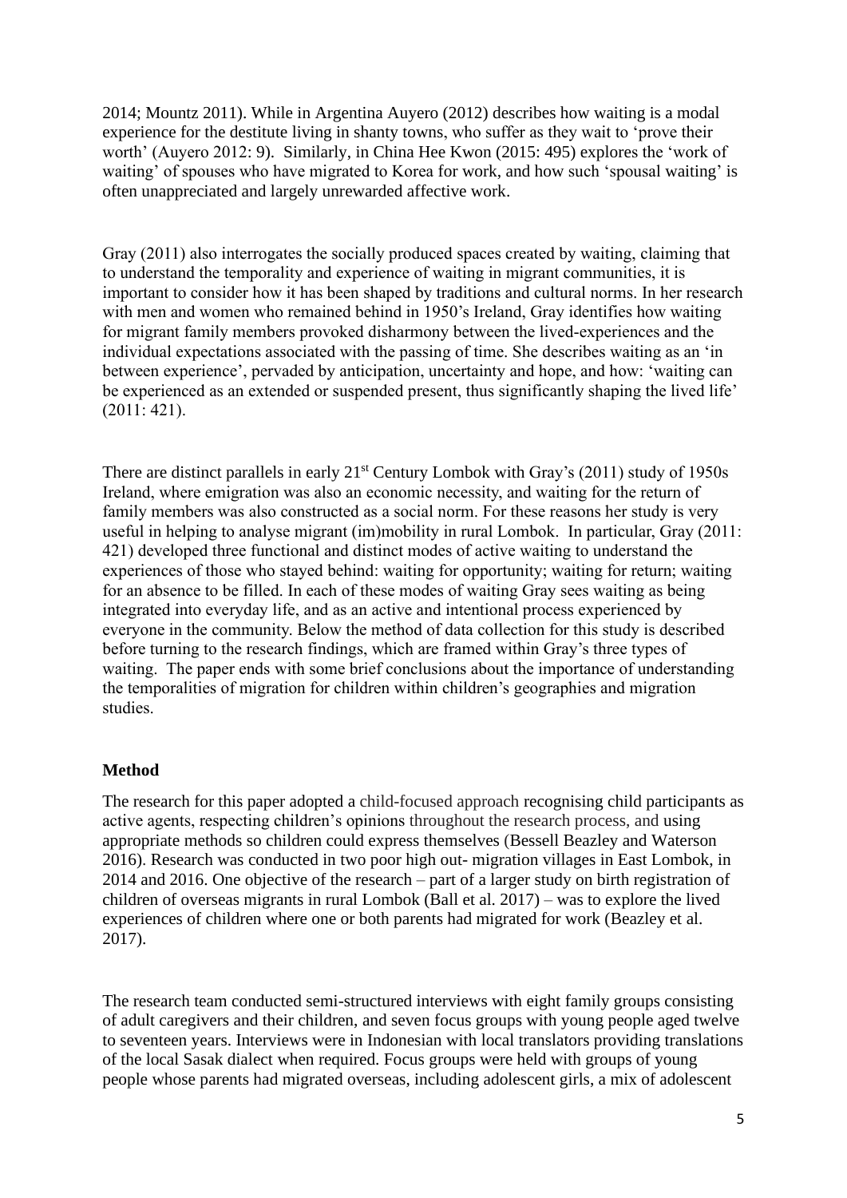2014; Mountz 2011). While in Argentina Auyero (2012) describes how waiting is a modal experience for the destitute living in shanty towns, who suffer as they wait to 'prove their worth' (Auyero 2012: 9). Similarly, in China Hee Kwon (2015: 495) explores the 'work of waiting' of spouses who have migrated to Korea for work, and how such 'spousal waiting' is often unappreciated and largely unrewarded affective work.

Gray (2011) also interrogates the socially produced spaces created by waiting, claiming that to understand the temporality and experience of waiting in migrant communities, it is important to consider how it has been shaped by traditions and cultural norms. In her research with men and women who remained behind in 1950's Ireland, Gray identifies how waiting for migrant family members provoked disharmony between the lived-experiences and the individual expectations associated with the passing of time. She describes waiting as an 'in between experience', pervaded by anticipation, uncertainty and hope, and how: 'waiting can be experienced as an extended or suspended present, thus significantly shaping the lived life' (2011: 421).

There are distinct parallels in early 21st Century Lombok with Gray's (2011) study of 1950s Ireland, where emigration was also an economic necessity, and waiting for the return of family members was also constructed as a social norm. For these reasons her study is very useful in helping to analyse migrant (im)mobility in rural Lombok. In particular, Gray (2011: 421) developed three functional and distinct modes of active waiting to understand the experiences of those who stayed behind: waiting for opportunity; waiting for return; waiting for an absence to be filled. In each of these modes of waiting Gray sees waiting as being integrated into everyday life, and as an active and intentional process experienced by everyone in the community. Below the method of data collection for this study is described before turning to the research findings, which are framed within Gray's three types of waiting. The paper ends with some brief conclusions about the importance of understanding the temporalities of migration for children within children's geographies and migration studies.

## Method

The research for this paper adopted a child-focused approach recognising child participants as active agents, respecting children's opinions throughout the research process, and using appropriate methods so children could express themselves (Bessell Beazley and Waterson 2016). Research was conducted in two poor high out- migration villages in East Lombok, in 2014 and 2016. One objective of the research – part of a larger study on birth registration of children of overseas migrants in rural Lombok (Ball et al. 2017) – was to explore the lived experiences of children where one or both parents had migrated for work (Beazley et al. 2017).

The research team conducted semi-structured interviews with eight family groups consisting of adult caregivers and their children, and seven focus groups with young people aged twelve to seventeen years. Interviews were in Indonesian with local translators providing translations of the local Sasak dialect when required. Focus groups were held with groups of young people whose parents had migrated overseas, including adolescent girls, a mix of adolescent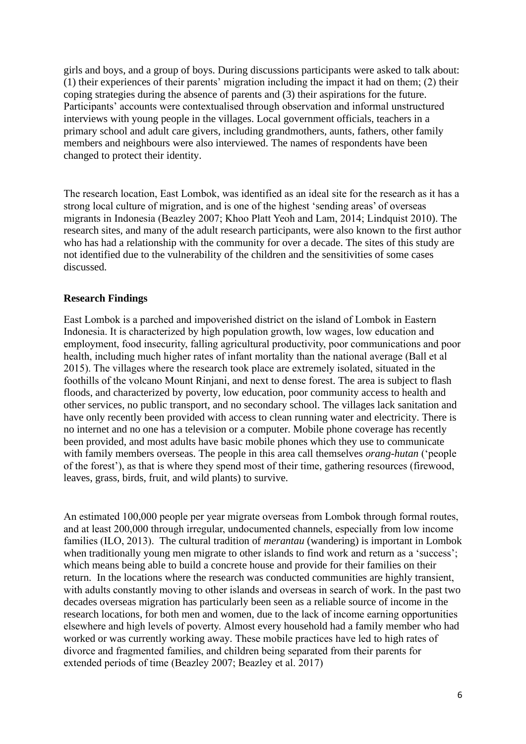girls and boys, and a group of boys. During discussions participants were asked to talk about: (1) their experiences of their parents' migration including the impact it had on them; (2) their coping strategies during the absence of parents and (3) their aspirations for the future. Participants' accounts were contextualised through observation and informal unstructured interviews with young people in the villages. Local government officials, teachers in a primary school and adult care givers, including grandmothers, aunts, fathers, other family members and neighbours were also interviewed. The names of respondents have been changed to protect their identity.

The research location, East Lombok, was identified as an ideal site for the research as it has a strong local culture of migration, and is one of the highest 'sending areas' of overseas migrants in Indonesia (Beazley 2007; Khoo Platt Yeoh and Lam, 2014; Lindquist 2010). The research sites, and many of the adult research participants, were also known to the first author who has had a relationship with the community for over a decade. The sites of this study are not identified due to the vulnerability of the children and the sensitivities of some cases discussed.

**Research Findings**

East Lombok is a parched and impoverished district on the island of Lombok in Eastern Indonesia. It is characterized by high population growth, low wages, low education and employment, food insecurity, falling agricultural productivity, poor communications and poor health, including much higher rates of infant mortality than the national average (Ball et al 2015). The villages where the research took place are extremely isolated, situated in the foothills of the volcano Mount Rinjani, and next to dense forest. The area is subject to flash floods, and characterized by poverty, low education, poor community access to health and other services, no public transport, and no secondary school. The villages lack sanitation and have only recently been provided with access to clean running water and electricity. There is no internet and no one has a television or a computer. Mobile phone coverage has recently been provided, and most adults have basic mobile phones which they use to communicate with family members overseas. The people in this area call themselves *orang-hutan* ('people of the forest'), as that is where they spend most of their time, gathering resources (firewood, leaves, grass, birds, fruit, and wild plants) to survive.

An estimated 100,000 people per year migrate overseas from Lombok through formal routes, and at least 200,000 through irregular, undocumented channels, especially from low income families (ILO, 2013). The cultural tradition of *merantau* (wandering) is important in Lombok when traditionally young men migrate to other islands to find work and return as a 'success'; which means being able to build a concrete house and provide for their families on their return. In the locations where the research was conducted communities are highly transient, with adults constantly moving to other islands and overseas in search of work. In the past two decades overseas migration has particularly been seen as a reliable source of income in the research locations, for both men and women, due to the lack of income earning opportunities elsewhere and high levels of poverty. Almost every household had a family member who had worked or was currently working away. These mobile practices have led to high rates of divorce and fragmented families, and children being separated from their parents for extended periods of time (Beazley 2007; Beazley et al. 2017)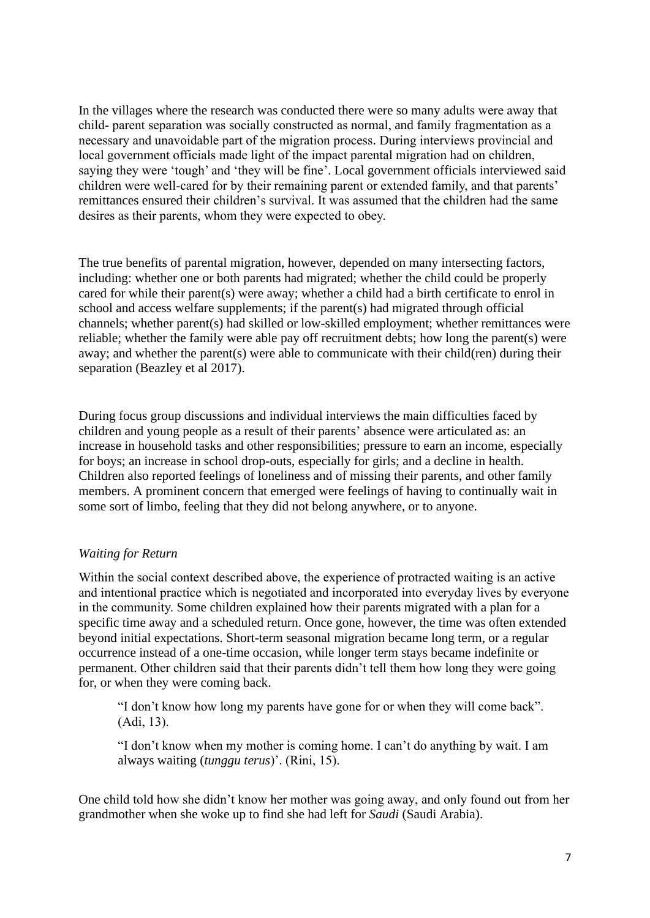In the villages where the research was conducted there were so many adults were away that child- parent separation was socially constructed as normal, and family fragmentation as a necessary and unavoidable part of the migration process. During interviews provincial and local government officials made light of the impact parental migration had on children, saying they were 'tough' and 'they will be fine'. Local government officials interviewed said children were well-cared for by their remaining parent or extended family, and that parents' remittances ensured their children's survival. It was assumed that the children had the same desires as their parents, whom they were expected to obey.

The true benefits of parental migration, however, depended on many intersecting factors, including: whether one or both parents had migrated; whether the child could be properly cared for while their parent(s) were away; whether a child had a birth certificate to enrol in school and access welfare supplements; if the parent(s) had migrated through official channels; whether parent(s) had skilled or low-skilled employment; whether remittances were reliable; whether the family were able pay off recruitment debts; how long the parent(s) were away; and whether the parent(s) were able to communicate with their child(ren) during their separation (Beazley et al 2017).

During focus group discussions and individual interviews the main difficulties faced by children and young people as a result of their parents' absence were articulated as: an increase in household tasks and other responsibilities; pressure to earn an income, especially for boys; an increase in school drop-outs, especially for girls; and a decline in health. Children also reported feelings of loneliness and of missing their parents, and other family members. A prominent concern that emerged were feelings of having to continually wait in some sort of limbo, feeling that they did not belong anywhere, or to anyone.

*Waiting for Return*

Within the social context described above, the experience of protracted waiting is an active and intentional practice which is negotiated and incorporated into everyday lives by everyone in the community. Some children explained how their parents migrated with a plan for a specific time away and a scheduled return. Once gone, however, the time was often extended beyond initial expectations. Short-term seasonal migration became long term, or a regular occurrence instead of a one-time occasion, while longer term stays became indefinite or permanent. Other children said that their parents didn't tell them how long they were going for, or when they were coming back.

> "I don't know how long my parents have gone for or when they will come back". (Adi, 13).
>
> "I don't know when my mother is coming home. I can't do anything by wait. I am always waiting (*tunggu terus*)'. (Rini, 15).

One child told how she didn't know her mother was going away, and only found out from her grandmother when she woke up to find she had left for *Saudi* (Saudi Arabia).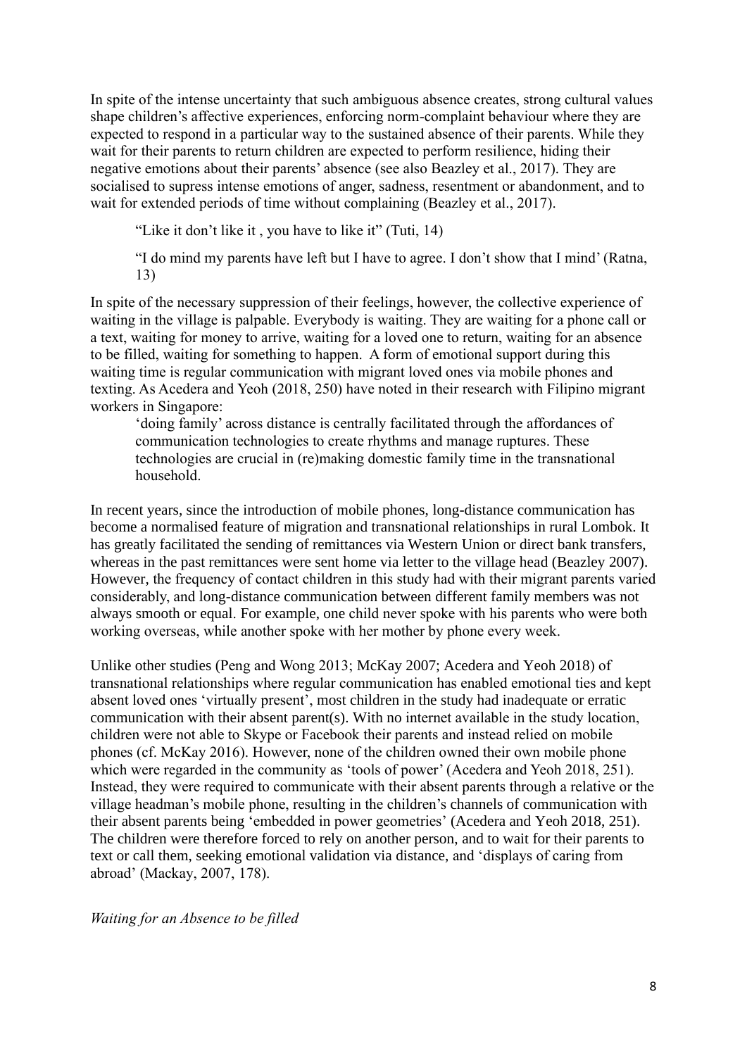In spite of the intense uncertainty that such ambiguous absence creates, strong cultural values shape children's affective experiences, enforcing norm-complaint behaviour where they are expected to respond in a particular way to the sustained absence of their parents. While they wait for their parents to return children are expected to perform resilience, hiding their negative emotions about their parents' absence (see also Beazley et al., 2017). They are socialised to supress intense emotions of anger, sadness, resentment or abandonment, and to wait for extended periods of time without complaining (Beazley et al., 2017).

> "Like it don't like it , you have to like it" (Tuti, 14)
>
> "I do mind my parents have left but I have to agree. I don't show that I mind' (Ratna, 13)

In spite of the necessary suppression of their feelings, however, the collective experience of waiting in the village is palpable. Everybody is waiting. They are waiting for a phone call or a text, waiting for money to arrive, waiting for a loved one to return, waiting for an absence to be filled, waiting for something to happen. A form of emotional support during this waiting time is regular communication with migrant loved ones via mobile phones and texting. As Acedera and Yeoh (2018, 250) have noted in their research with Filipino migrant workers in Singapore:

> 'doing family' across distance is centrally facilitated through the affordances of communication technologies to create rhythms and manage ruptures. These technologies are crucial in (re)making domestic family time in the transnational household.

In recent years, since the introduction of mobile phones, long-distance communication has become a normalised feature of migration and transnational relationships in rural Lombok. It has greatly facilitated the sending of remittances via Western Union or direct bank transfers, whereas in the past remittances were sent home via letter to the village head (Beazley 2007). However, the frequency of contact children in this study had with their migrant parents varied considerably, and long-distance communication between different family members was not always smooth or equal. For example, one child never spoke with his parents who were both working overseas, while another spoke with her mother by phone every week.

Unlike other studies (Peng and Wong 2013; McKay 2007; Acedera and Yeoh 2018) of transnational relationships where regular communication has enabled emotional ties and kept absent loved ones 'virtually present', most children in the study had inadequate or erratic communication with their absent parent(s). With no internet available in the study location, children were not able to Skype or Facebook their parents and instead relied on mobile phones (cf. McKay 2016). However, none of the children owned their own mobile phone which were regarded in the community as 'tools of power' (Acedera and Yeoh 2018, 251). Instead, they were required to communicate with their absent parents through a relative or the village headman's mobile phone, resulting in the children's channels of communication with their absent parents being 'embedded in power geometries' (Acedera and Yeoh 2018, 251). The children were therefore forced to rely on another person, and to wait for their parents to text or call them, seeking emotional validation via distance, and 'displays of caring from abroad' (Mackay, 2007, 178).

*Waiting for an Absence to be filled*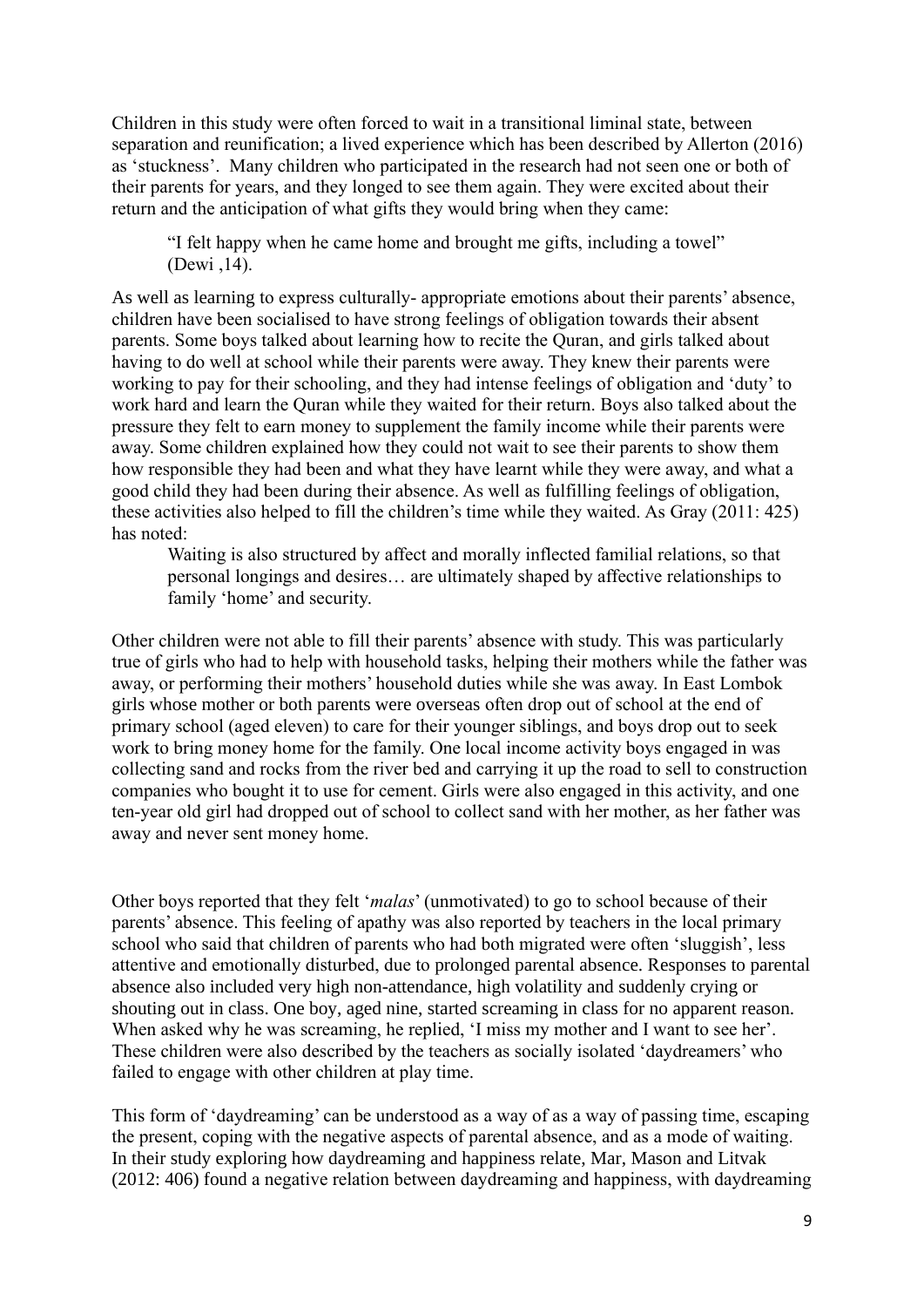Children in this study were often forced to wait in a transitional liminal state, between separation and reunification; a lived experience which has been described by Allerton (2016) as 'stuckness'. Many children who participated in the research had not seen one or both of their parents for years, and they longed to see them again. They were excited about their return and the anticipation of what gifts they would bring when they came:

> "I felt happy when he came home and brought me gifts, including a towel" (Dewi ,14).

As well as learning to express culturally- appropriate emotions about their parents' absence, children have been socialised to have strong feelings of obligation towards their absent parents. Some boys talked about learning how to recite the Quran, and girls talked about having to do well at school while their parents were away. They knew their parents were working to pay for their schooling, and they had intense feelings of obligation and 'duty' to work hard and learn the Quran while they waited for their return. Boys also talked about the pressure they felt to earn money to supplement the family income while their parents were away. Some children explained how they could not wait to see their parents to show them how responsible they had been and what they have learnt while they were away, and what a good child they had been during their absence. As well as fulfilling feelings of obligation, these activities also helped to fill the children's time while they waited. As Gray (2011: 425) has noted:

> Waiting is also structured by affect and morally inflected familial relations, so that personal longings and desires… are ultimately shaped by affective relationships to family 'home' and security.

Other children were not able to fill their parents' absence with study. This was particularly true of girls who had to help with household tasks, helping their mothers while the father was away, or performing their mothers' household duties while she was away. In East Lombok girls whose mother or both parents were overseas often drop out of school at the end of primary school (aged eleven) to care for their younger siblings, and boys drop out to seek work to bring money home for the family. One local income activity boys engaged in was collecting sand and rocks from the river bed and carrying it up the road to sell to construction companies who bought it to use for cement. Girls were also engaged in this activity, and one ten-year old girl had dropped out of school to collect sand with her mother, as her father was away and never sent money home.

Other boys reported that they felt '*malas*' (unmotivated) to go to school because of their parents' absence. This feeling of apathy was also reported by teachers in the local primary school who said that children of parents who had both migrated were often 'sluggish', less attentive and emotionally disturbed, due to prolonged parental absence. Responses to parental absence also included very high non-attendance, high volatility and suddenly crying or shouting out in class. One boy, aged nine, started screaming in class for no apparent reason. When asked why he was screaming, he replied, 'I miss my mother and I want to see her'. These children were also described by the teachers as socially isolated 'daydreamers' who failed to engage with other children at play time.

This form of 'daydreaming' can be understood as a way of as a way of passing time, escaping the present, coping with the negative aspects of parental absence, and as a mode of waiting. In their study exploring how daydreaming and happiness relate, Mar, Mason and Litvak (2012: 406) found a negative relation between daydreaming and happiness, with daydreaming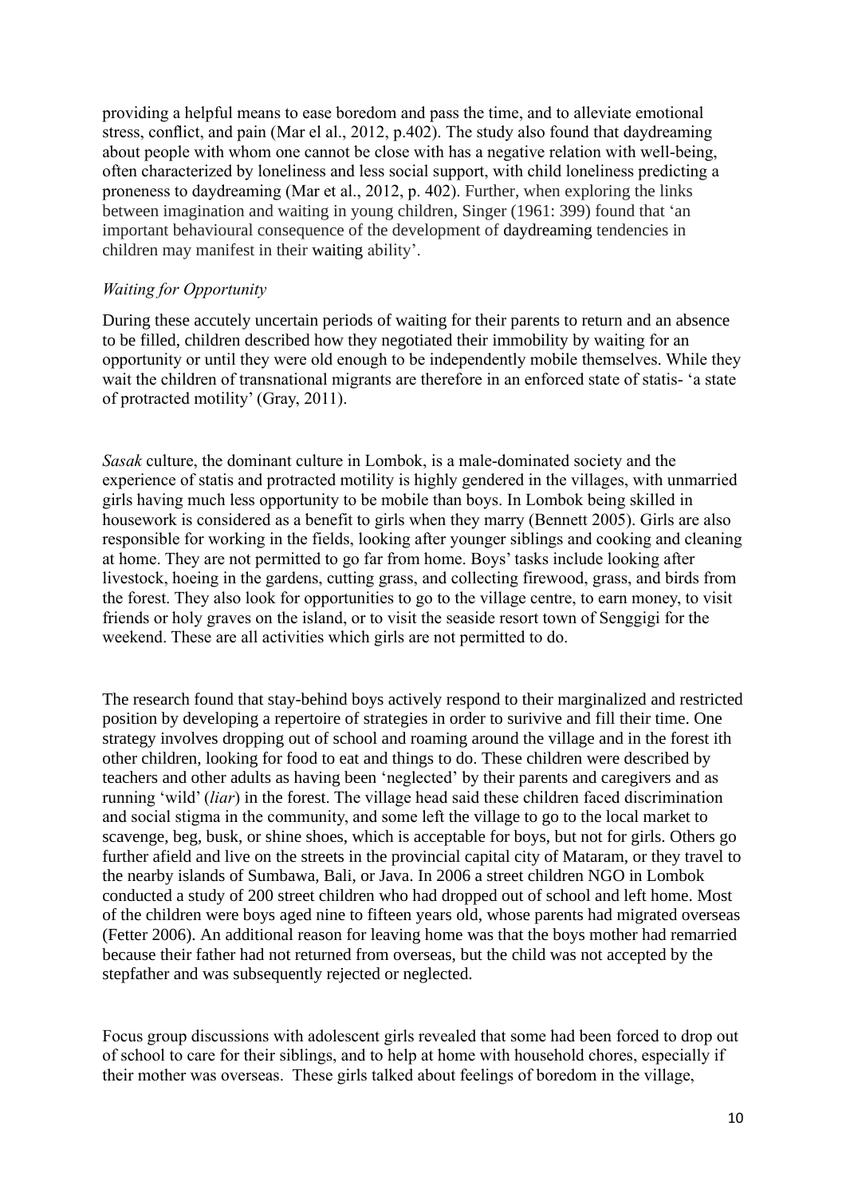providing a helpful means to ease boredom and pass the time, and to alleviate emotional stress, conflict, and pain (Mar el al., 2012, p.402). The study also found that daydreaming about people with whom one cannot be close with has a negative relation with well-being, often characterized by loneliness and less social support, with child loneliness predicting a proneness to daydreaming (Mar et al., 2012, p. 402). Further, when exploring the links between imagination and waiting in young children, Singer (1961: 399) found that 'an important behavioural consequence of the development of daydreaming tendencies in children may manifest in their waiting ability'.

*Waiting for Opportunity*

During these accutely uncertain periods of waiting for their parents to return and an absence to be filled, children described how they negotiated their immobility by waiting for an opportunity or until they were old enough to be independently mobile themselves. While they wait the children of transnational migrants are therefore in an enforced state of statis- 'a state of protracted motility' (Gray, 2011).

*Sasak* culture, the dominant culture in Lombok, is a male-dominated society and the experience of statis and protracted motility is highly gendered in the villages, with unmarried girls having much less opportunity to be mobile than boys. In Lombok being skilled in housework is considered as a benefit to girls when they marry (Bennett 2005). Girls are also responsible for working in the fields, looking after younger siblings and cooking and cleaning at home. They are not permitted to go far from home. Boys' tasks include looking after livestock, hoeing in the gardens, cutting grass, and collecting firewood, grass, and birds from the forest. They also look for opportunities to go to the village centre, to earn money, to visit friends or holy graves on the island, or to visit the seaside resort town of Senggigi for the weekend. These are all activities which girls are not permitted to do.

The research found that stay-behind boys actively respond to their marginalized and restricted position by developing a repertoire of strategies in order to surivive and fill their time. One strategy involves dropping out of school and roaming around the village and in the forest ith other children, looking for food to eat and things to do. These children were described by teachers and other adults as having been 'neglected' by their parents and caregivers and as running 'wild' (*liar*) in the forest. The village head said these children faced discrimination and social stigma in the community, and some left the village to go to the local market to scavenge, beg, busk, or shine shoes, which is acceptable for boys, but not for girls. Others go further afield and live on the streets in the provincial capital city of Mataram, or they travel to the nearby islands of Sumbawa, Bali, or Java. In 2006 a street children NGO in Lombok conducted a study of 200 street children who had dropped out of school and left home. Most of the children were boys aged nine to fifteen years old, whose parents had migrated overseas (Fetter 2006). An additional reason for leaving home was that the boys mother had remarried because their father had not returned from overseas, but the child was not accepted by the stepfather and was subsequently rejected or neglected.

Focus group discussions with adolescent girls revealed that some had been forced to drop out of school to care for their siblings, and to help at home with household chores, especially if their mother was overseas. These girls talked about feelings of boredom in the village,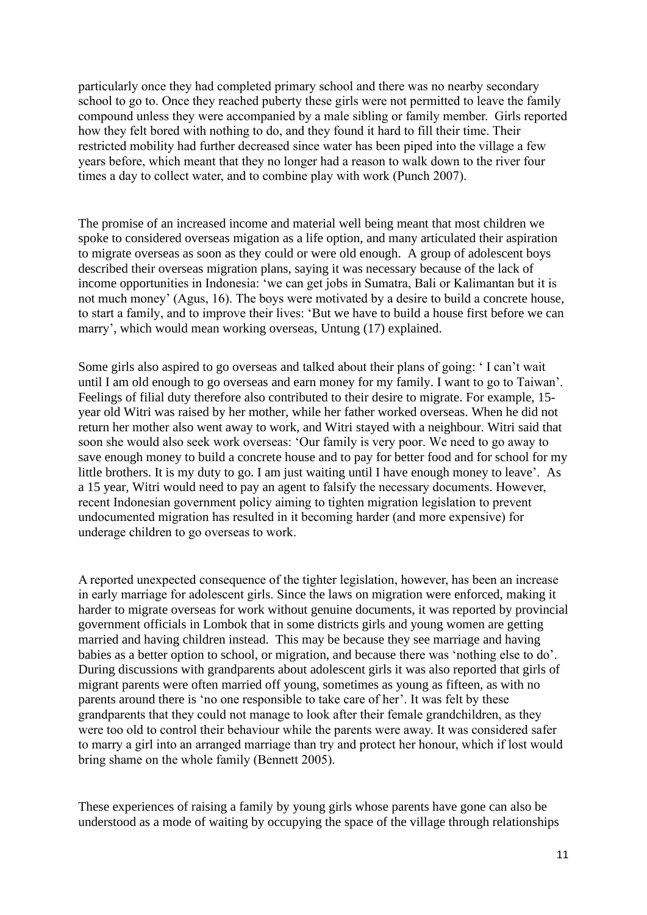particularly once they had completed primary school and there was no nearby secondary school to go to. Once they reached puberty these girls were not permitted to leave the family compound unless they were accompanied by a male sibling or family member. Girls reported how they felt bored with nothing to do, and they found it hard to fill their time. Their restricted mobility had further decreased since water has been piped into the village a few years before, which meant that they no longer had a reason to walk down to the river four times a day to collect water, and to combine play with work (Punch 2007).

The promise of an increased income and material well being meant that most children we spoke to considered overseas migation as a life option, and many articulated their aspiration to migrate overseas as soon as they could or were old enough. A group of adolescent boys described their overseas migration plans, saying it was necessary because of the lack of income opportunities in Indonesia: 'we can get jobs in Sumatra, Bali or Kalimantan but it is not much money' (Agus, 16). The boys were motivated by a desire to build a concrete house, to start a family, and to improve their lives: 'But we have to build a house first before we can marry', which would mean working overseas, Untung (17) explained.

Some girls also aspired to go overseas and talked about their plans of going: ' I can't wait until I am old enough to go overseas and earn money for my family. I want to go to Taiwan'. Feelings of filial duty therefore also contributed to their desire to migrate. For example, 15-year old Witri was raised by her mother, while her father worked overseas. When he did not return her mother also went away to work, and Witri stayed with a neighbour. Witri said that soon she would also seek work overseas: 'Our family is very poor. We need to go away to save enough money to build a concrete house and to pay for better food and for school for my little brothers. It is my duty to go. I am just waiting until I have enough money to leave'. As a 15 year, Witri would need to pay an agent to falsify the necessary documents. However, recent Indonesian government policy aiming to tighten migration legislation to prevent undocumented migration has resulted in it becoming harder (and more expensive) for underage children to go overseas to work.

A reported unexpected consequence of the tighter legislation, however, has been an increase in early marriage for adolescent girls. Since the laws on migration were enforced, making it harder to migrate overseas for work without genuine documents, it was reported by provincial government officials in Lombok that in some districts girls and young women are getting married and having children instead. This may be because they see marriage and having babies as a better option to school, or migration, and because there was 'nothing else to do'. During discussions with grandparents about adolescent girls it was also reported that girls of migrant parents were often married off young, sometimes as young as fifteen, as with no parents around there is 'no one responsible to take care of her'. It was felt by these grandparents that they could not manage to look after their female grandchildren, as they were too old to control their behaviour while the parents were away. It was considered safer to marry a girl into an arranged marriage than try and protect her honour, which if lost would bring shame on the whole family (Bennett 2005).

These experiences of raising a family by young girls whose parents have gone can also be understood as a mode of waiting by occupying the space of the village through relationships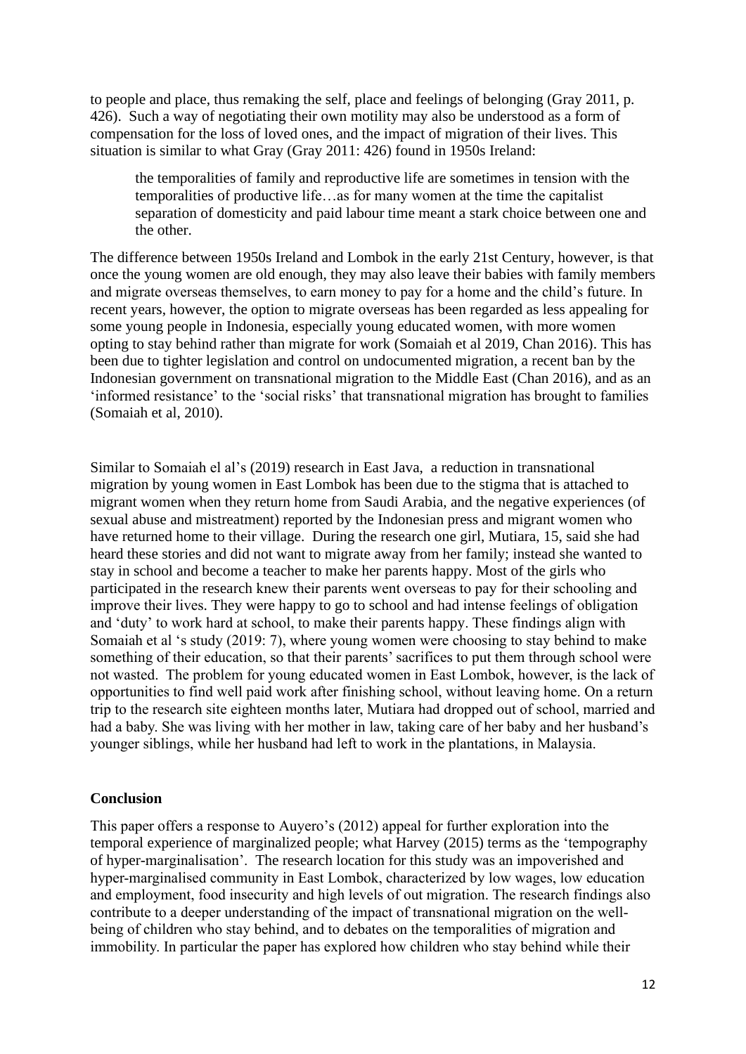to people and place, thus remaking the self, place and feelings of belonging (Gray 2011, p. 426). Such a way of negotiating their own motility may also be understood as a form of compensation for the loss of loved ones, and the impact of migration of their lives. This situation is similar to what Gray (Gray 2011: 426) found in 1950s Ireland:

> the temporalities of family and reproductive life are sometimes in tension with the temporalities of productive life…as for many women at the time the capitalist separation of domesticity and paid labour time meant a stark choice between one and the other.

The difference between 1950s Ireland and Lombok in the early 21st Century, however, is that once the young women are old enough, they may also leave their babies with family members and migrate overseas themselves, to earn money to pay for a home and the child's future. In recent years, however, the option to migrate overseas has been regarded as less appealing for some young people in Indonesia, especially young educated women, with more women opting to stay behind rather than migrate for work (Somaiah et al 2019, Chan 2016). This has been due to tighter legislation and control on undocumented migration, a recent ban by the Indonesian government on transnational migration to the Middle East (Chan 2016), and as an 'informed resistance' to the 'social risks' that transnational migration has brought to families (Somaiah et al, 2010).

Similar to Somaiah el al's (2019) research in East Java, a reduction in transnational migration by young women in East Lombok has been due to the stigma that is attached to migrant women when they return home from Saudi Arabia, and the negative experiences (of sexual abuse and mistreatment) reported by the Indonesian press and migrant women who have returned home to their village. During the research one girl, Mutiara, 15, said she had heard these stories and did not want to migrate away from her family; instead she wanted to stay in school and become a teacher to make her parents happy. Most of the girls who participated in the research knew their parents went overseas to pay for their schooling and improve their lives. They were happy to go to school and had intense feelings of obligation and 'duty' to work hard at school, to make their parents happy. These findings align with Somaiah et al 's study (2019: 7), where young women were choosing to stay behind to make something of their education, so that their parents' sacrifices to put them through school were not wasted. The problem for young educated women in East Lombok, however, is the lack of opportunities to find well paid work after finishing school, without leaving home. On a return trip to the research site eighteen months later, Mutiara had dropped out of school, married and had a baby. She was living with her mother in law, taking care of her baby and her husband's younger siblings, while her husband had left to work in the plantations, in Malaysia.

## Conclusion

This paper offers a response to Auyero's (2012) appeal for further exploration into the temporal experience of marginalized people; what Harvey (2015) terms as the 'tempography of hyper-marginalisation'. The research location for this study was an impoverished and hyper-marginalised community in East Lombok, characterized by low wages, low education and employment, food insecurity and high levels of out migration. The research findings also contribute to a deeper understanding of the impact of transnational migration on the well-being of children who stay behind, and to debates on the temporalities of migration and immobility. In particular the paper has explored how children who stay behind while their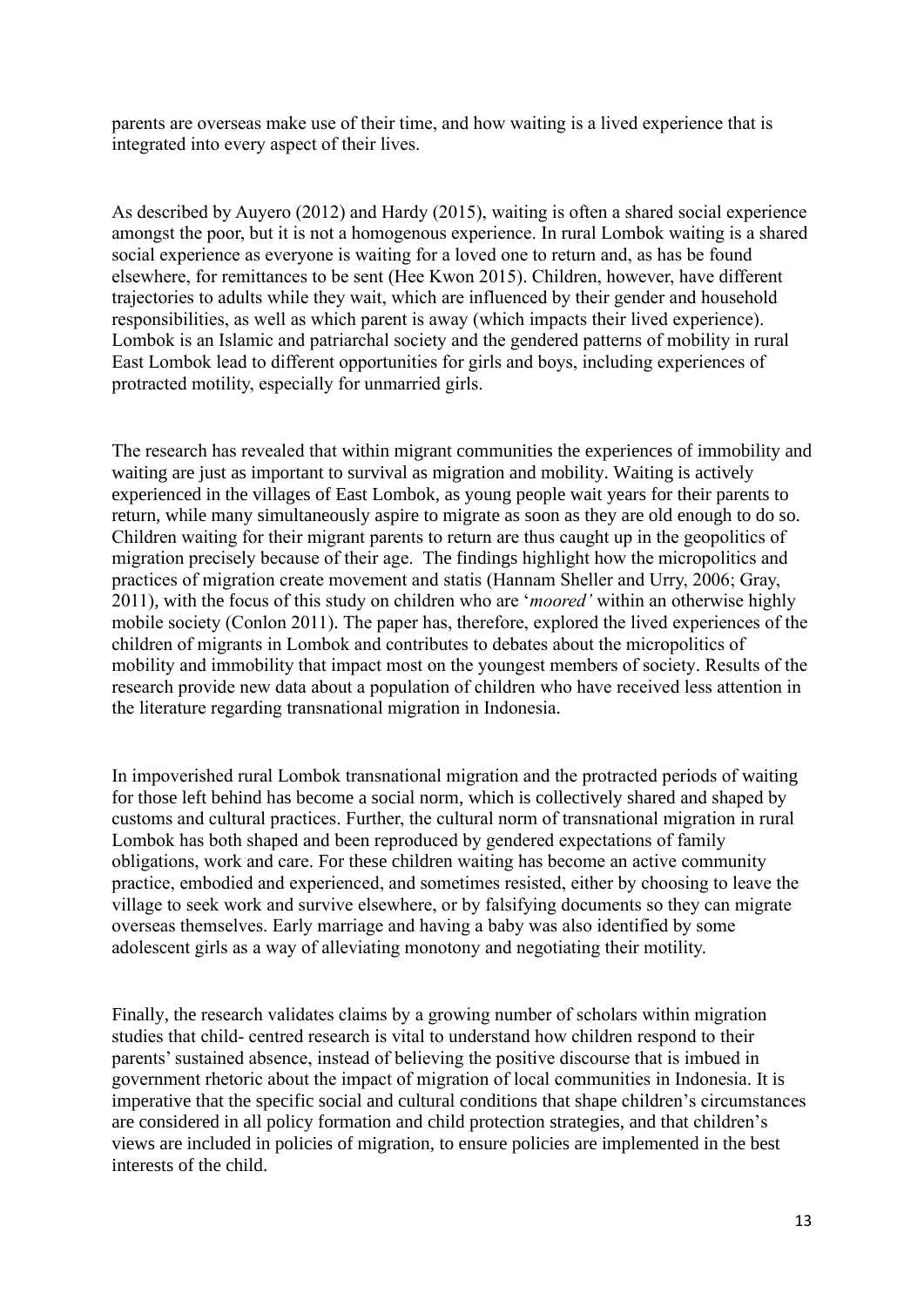parents are overseas make use of their time, and how waiting is a lived experience that is integrated into every aspect of their lives.

As described by Auyero (2012) and Hardy (2015), waiting is often a shared social experience amongst the poor, but it is not a homogenous experience. In rural Lombok waiting is a shared social experience as everyone is waiting for a loved one to return and, as has be found elsewhere, for remittances to be sent (Hee Kwon 2015). Children, however, have different trajectories to adults while they wait, which are influenced by their gender and household responsibilities, as well as which parent is away (which impacts their lived experience). Lombok is an Islamic and patriarchal society and the gendered patterns of mobility in rural East Lombok lead to different opportunities for girls and boys, including experiences of protracted motility, especially for unmarried girls.

The research has revealed that within migrant communities the experiences of immobility and waiting are just as important to survival as migration and mobility. Waiting is actively experienced in the villages of East Lombok, as young people wait years for their parents to return, while many simultaneously aspire to migrate as soon as they are old enough to do so. Children waiting for their migrant parents to return are thus caught up in the geopolitics of migration precisely because of their age. The findings highlight how the micropolitics and practices of migration create movement and statis (Hannam Sheller and Urry, 2006; Gray, 2011), with the focus of this study on children who are '*moored'* within an otherwise highly mobile society (Conlon 2011). The paper has, therefore, explored the lived experiences of the children of migrants in Lombok and contributes to debates about the micropolitics of mobility and immobility that impact most on the youngest members of society. Results of the research provide new data about a population of children who have received less attention in the literature regarding transnational migration in Indonesia.

In impoverished rural Lombok transnational migration and the protracted periods of waiting for those left behind has become a social norm, which is collectively shared and shaped by customs and cultural practices. Further, the cultural norm of transnational migration in rural Lombok has both shaped and been reproduced by gendered expectations of family obligations, work and care. For these children waiting has become an active community practice, embodied and experienced, and sometimes resisted, either by choosing to leave the village to seek work and survive elsewhere, or by falsifying documents so they can migrate overseas themselves. Early marriage and having a baby was also identified by some adolescent girls as a way of alleviating monotony and negotiating their motility.

Finally, the research validates claims by a growing number of scholars within migration studies that child- centred research is vital to understand how children respond to their parents' sustained absence, instead of believing the positive discourse that is imbued in government rhetoric about the impact of migration of local communities in Indonesia. It is imperative that the specific social and cultural conditions that shape children's circumstances are considered in all policy formation and child protection strategies, and that children's views are included in policies of migration, to ensure policies are implemented in the best interests of the child.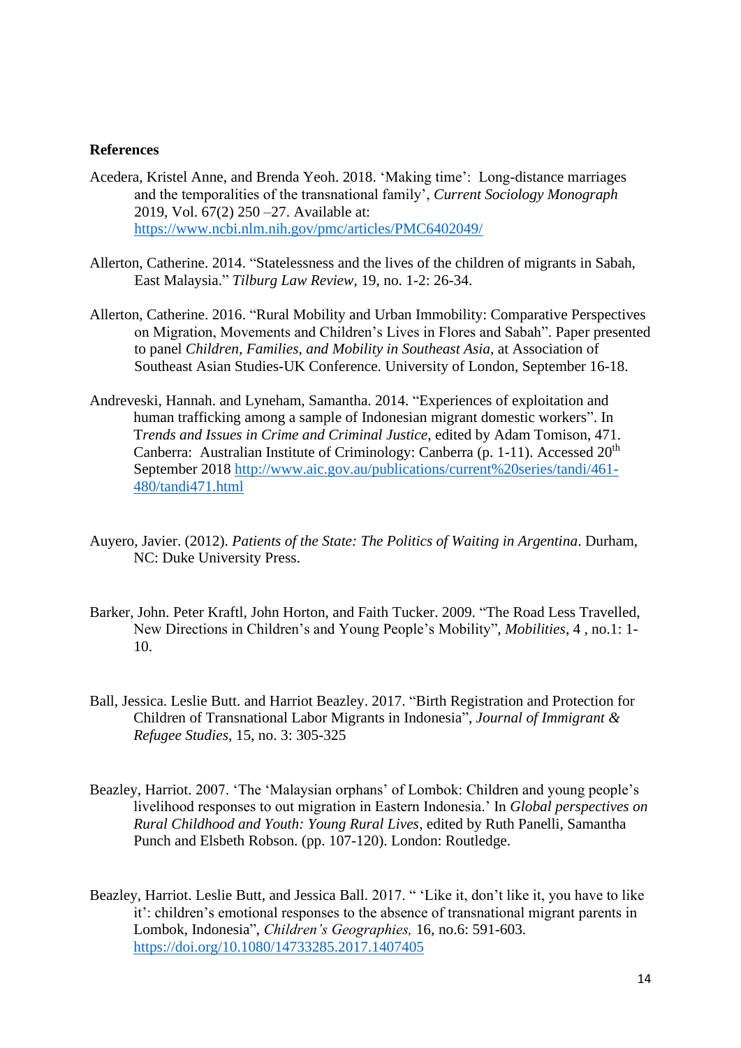**References**

Acedera, Kristel Anne, and Brenda Yeoh. 2018. 'Making time': Long-distance marriages and the temporalities of the transnational family', *Current Sociology Monograph* 2019, Vol. 67(2) 250 –27. Available at: https://www.ncbi.nlm.nih.gov/pmc/articles/PMC6402049/

Allerton, Catherine. 2014. "Statelessness and the lives of the children of migrants in Sabah, East Malaysia." *Tilburg Law Review*, 19, no. 1-2: 26-34.

Allerton, Catherine. 2016. "Rural Mobility and Urban Immobility: Comparative Perspectives on Migration, Movements and Children's Lives in Flores and Sabah". Paper presented to panel *Children, Families, and Mobility in Southeast Asia*, at Association of Southeast Asian Studies-UK Conference. University of London, September 16-18.

Andreveski, Hannah. and Lyneham, Samantha. 2014. "Experiences of exploitation and human trafficking among a sample of Indonesian migrant domestic workers". In T*rends and Issues in Crime and Criminal Justice*, edited by Adam Tomison, 471. Canberra: Australian Institute of Criminology: Canberra (p. 1-11). Accessed 20th September 2018 http://www.aic.gov.au/publications/current%20series/tandi/461-480/tandi471.html

Auyero, Javier. (2012). *Patients of the State: The Politics of Waiting in Argentina*. Durham, NC: Duke University Press.

Barker, John. Peter Kraftl, John Horton, and Faith Tucker. 2009. "The Road Less Travelled, New Directions in Children's and Young People's Mobility", *Mobilities,* 4 , no.1: 1-10.

Ball, Jessica. Leslie Butt. and Harriot Beazley. 2017. "Birth Registration and Protection for Children of Transnational Labor Migrants in Indonesia", *Journal of Immigrant & Refugee Studies,* 15, no. 3: 305-325

Beazley, Harriot. 2007. 'The 'Malaysian orphans' of Lombok: Children and young people's livelihood responses to out migration in Eastern Indonesia.' In *Global perspectives on Rural Childhood and Youth: Young Rural Lives*, edited by Ruth Panelli, Samantha Punch and Elsbeth Robson. (pp. 107-120). London: Routledge.

Beazley, Harriot. Leslie Butt, and Jessica Ball. 2017. " 'Like it, don't like it, you have to like it': children's emotional responses to the absence of transnational migrant parents in Lombok, Indonesia", *Children's Geographies,* 16, no.6: 591-603. https://doi.org/10.1080/14733285.2017.1407405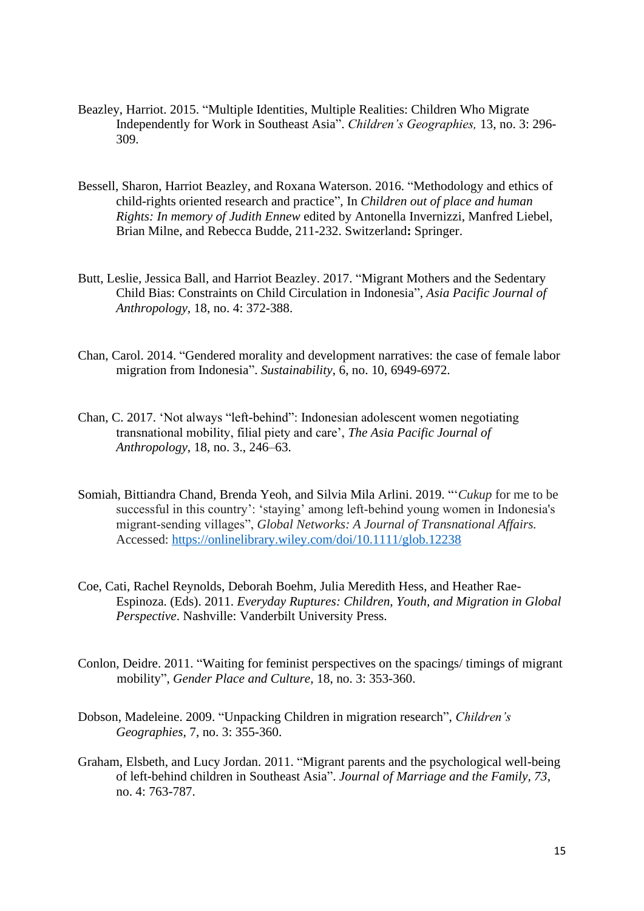Beazley, Harriot. 2015. "Multiple Identities, Multiple Realities: Children Who Migrate Independently for Work in Southeast Asia". *Children's Geographies,* 13, no. 3: 296-309.

Bessell, Sharon, Harriot Beazley, and Roxana Waterson. 2016. "Methodology and ethics of child-rights oriented research and practice", In *Children out of place and human Rights: In memory of Judith Ennew* edited by Antonella Invernizzi, Manfred Liebel, Brian Milne, and Rebecca Budde, 211-232. Switzerland**:** Springer.

Butt, Leslie, Jessica Ball, and Harriot Beazley. 2017. "Migrant Mothers and the Sedentary Child Bias: Constraints on Child Circulation in Indonesia", *Asia Pacific Journal of Anthropology,* 18, no. 4: 372-388.

Chan, Carol. 2014. "Gendered morality and development narratives: the case of female labor migration from Indonesia". *Sustainability*, 6, no. 10, 6949-6972.

Chan, C. 2017. 'Not always "left-behind": Indonesian adolescent women negotiating transnational mobility, filial piety and care', *The Asia Pacific Journal of Anthropology*, 18, no. 3., 246–63.

Somiah, Bittiandra Chand, Brenda Yeoh, and Silvia Mila Arlini. 2019. "'*Cukup* for me to be successful in this country': 'staying' among left-behind young women in Indonesia's migrant-sending villages", *Global Networks: A Journal of Transnational Affairs.* Accessed: https://onlinelibrary.wiley.com/doi/10.1111/glob.12238

Coe, Cati, Rachel Reynolds, Deborah Boehm, Julia Meredith Hess, and Heather Rae-Espinoza. (Eds). 2011. *Everyday Ruptures: Children, Youth, and Migration in Global Perspective*. Nashville: Vanderbilt University Press.

Conlon, Deidre. 2011. "Waiting for feminist perspectives on the spacings/ timings of migrant mobility", *Gender Place and Culture,* 18, no. 3: 353-360.

Dobson, Madeleine. 2009. "Unpacking Children in migration research", *Children's Geographies,* 7, no. 3: 355-360.

Graham, Elsbeth, and Lucy Jordan. 2011. "Migrant parents and the psychological well-being of left-behind children in Southeast Asia". *Journal of Marriage and the Family, 73*, no. 4: 763-787.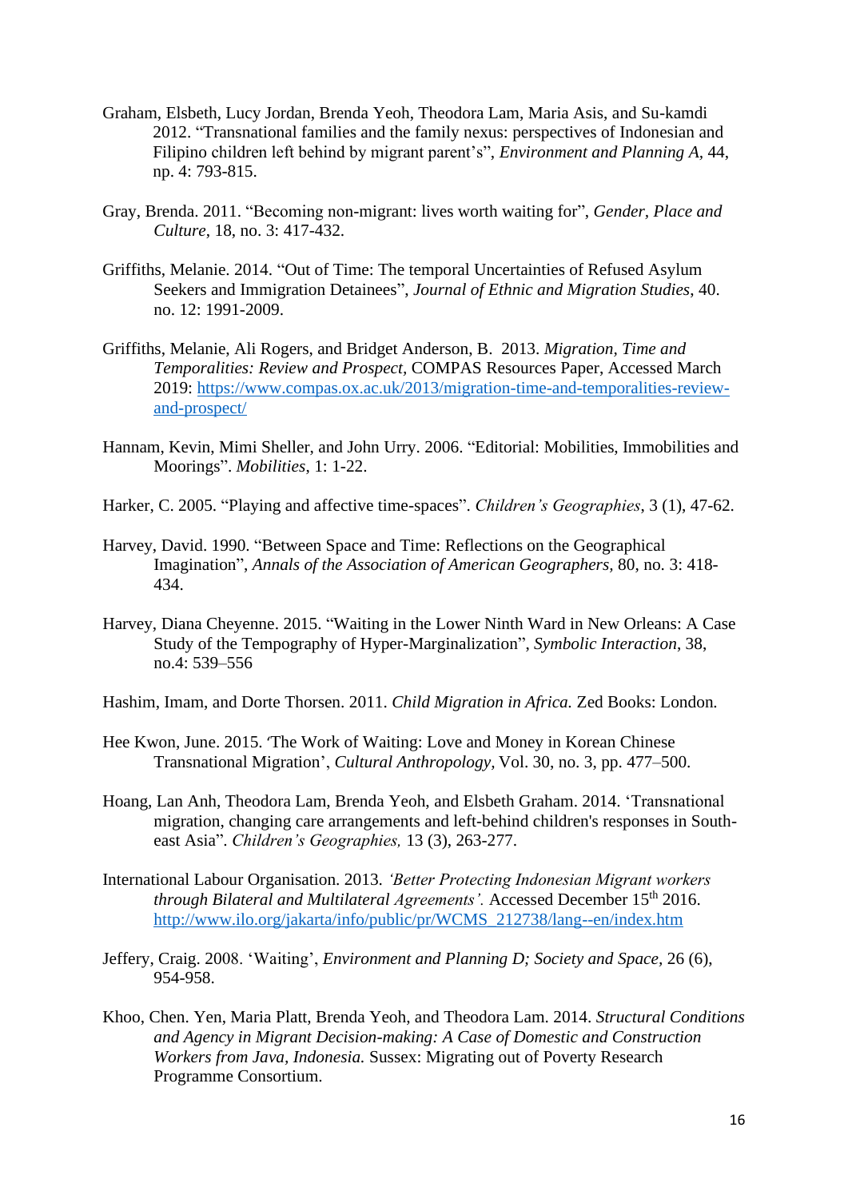Graham, Elsbeth, Lucy Jordan, Brenda Yeoh, Theodora Lam, Maria Asis, and Su-kamdi 2012. "Transnational families and the family nexus: perspectives of Indonesian and Filipino children left behind by migrant parent's", *Environment and Planning A*, 44, np. 4: 793-815.

Gray, Brenda. 2011. "Becoming non-migrant: lives worth waiting for", *Gender, Place and Culture*, 18, no. 3: 417-432.

Griffiths, Melanie. 2014. "Out of Time: The temporal Uncertainties of Refused Asylum Seekers and Immigration Detainees", *Journal of Ethnic and Migration Studies*, 40. no. 12: 1991-2009.

Griffiths, Melanie, Ali Rogers, and Bridget Anderson, B. 2013. *Migration, Time and Temporalities: Review and Prospect,* COMPAS Resources Paper, Accessed March 2019: https://www.compas.ox.ac.uk/2013/migration-time-and-temporalities-review-and-prospect/

Hannam, Kevin, Mimi Sheller, and John Urry. 2006. "Editorial: Mobilities, Immobilities and Moorings". *Mobilities*, 1: 1-22.

Harker, C. 2005. "Playing and affective time-spaces". *Children's Geographies*, 3 (1), 47-62.

Harvey, David. 1990. "Between Space and Time: Reflections on the Geographical Imagination", *Annals of the Association of American Geographers*, 80, no. 3: 418-434.

Harvey, Diana Cheyenne. 2015. "Waiting in the Lower Ninth Ward in New Orleans: A Case Study of the Tempography of Hyper-Marginalization", *Symbolic Interaction*, 38, no.4: 539–556

Hashim, Imam, and Dorte Thorsen. 2011. *Child Migration in Africa.* Zed Books: London.

Hee Kwon, June. 2015. 'The Work of Waiting: Love and Money in Korean Chinese Transnational Migration', *Cultural Anthropology*, Vol. 30, no. 3, pp. 477–500.

Hoang, Lan Anh, Theodora Lam, Brenda Yeoh, and Elsbeth Graham. 2014. 'Transnational migration, changing care arrangements and left-behind children's responses in South-east Asia". *Children's Geographies,* 13 (3), 263-277.

International Labour Organisation. 2013. *'Better Protecting Indonesian Migrant workers through Bilateral and Multilateral Agreements'.* Accessed December 15th 2016. http://www.ilo.org/jakarta/info/public/pr/WCMS_212738/lang--en/index.htm

Jeffery, Craig. 2008. 'Waiting', *Environment and Planning D; Society and Space*, 26 (6), 954-958.

Khoo, Chen. Yen, Maria Platt, Brenda Yeoh, and Theodora Lam. 2014. *Structural Conditions and Agency in Migrant Decision-making: A Case of Domestic and Construction Workers from Java, Indonesia.* Sussex: Migrating out of Poverty Research Programme Consortium.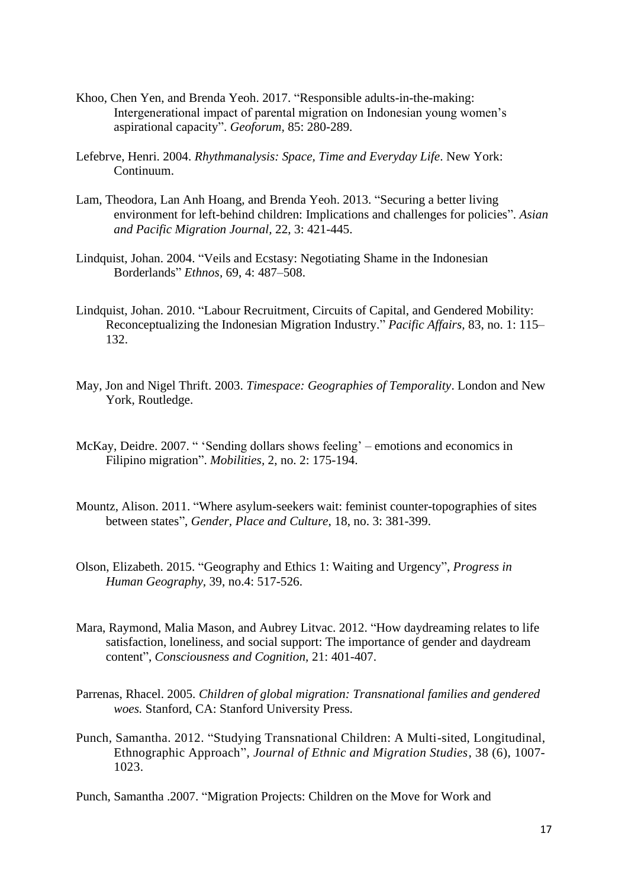Khoo, Chen Yen, and Brenda Yeoh. 2017. "Responsible adults-in-the-making: Intergenerational impact of parental migration on Indonesian young women's aspirational capacity". *Geoforum,* 85: 280-289.

Lefebrve, Henri. 2004. *Rhythmanalysis: Space, Time and Everyday Life*. New York: Continuum.

Lam, Theodora, Lan Anh Hoang, and Brenda Yeoh. 2013. "Securing a better living environment for left-behind children: Implications and challenges for policies". *Asian and Pacific Migration Journal,* 22, 3: 421-445.

Lindquist, Johan. 2004. "Veils and Ecstasy: Negotiating Shame in the Indonesian Borderlands" *Ethnos,* 69, 4: 487–508.

Lindquist, Johan. 2010. "Labour Recruitment, Circuits of Capital, and Gendered Mobility: Reconceptualizing the Indonesian Migration Industry." *Pacific Affairs,* 83, no. 1: 115–132.

May, Jon and Nigel Thrift. 2003. *Timespace: Geographies of Temporality*. London and New York, Routledge.

McKay, Deidre. 2007. " 'Sending dollars shows feeling' – emotions and economics in Filipino migration". *Mobilities,* 2, no. 2: 175-194.

Mountz, Alison. 2011. "Where asylum-seekers wait: feminist counter-topographies of sites between states", *Gender, Place and Culture*, 18, no. 3: 381-399.

Olson, Elizabeth. 2015. "Geography and Ethics 1: Waiting and Urgency", *Progress in Human Geography*, 39, no.4: 517-526.

Mara, Raymond, Malia Mason, and Aubrey Litvac. 2012. "How daydreaming relates to life satisfaction, loneliness, and social support: The importance of gender and daydream content", *Consciousness and Cognition*, 21: 401-407.

Parrenas, Rhacel. 2005. *Children of global migration: Transnational families and gendered woes.* Stanford, CA: Stanford University Press.

Punch, Samantha. 2012. "Studying Transnational Children: A Multi-sited, Longitudinal, Ethnographic Approach", *Journal of Ethnic and Migration Studies*, 38 (6), 1007-1023.

Punch, Samantha .2007. "Migration Projects: Children on the Move for Work and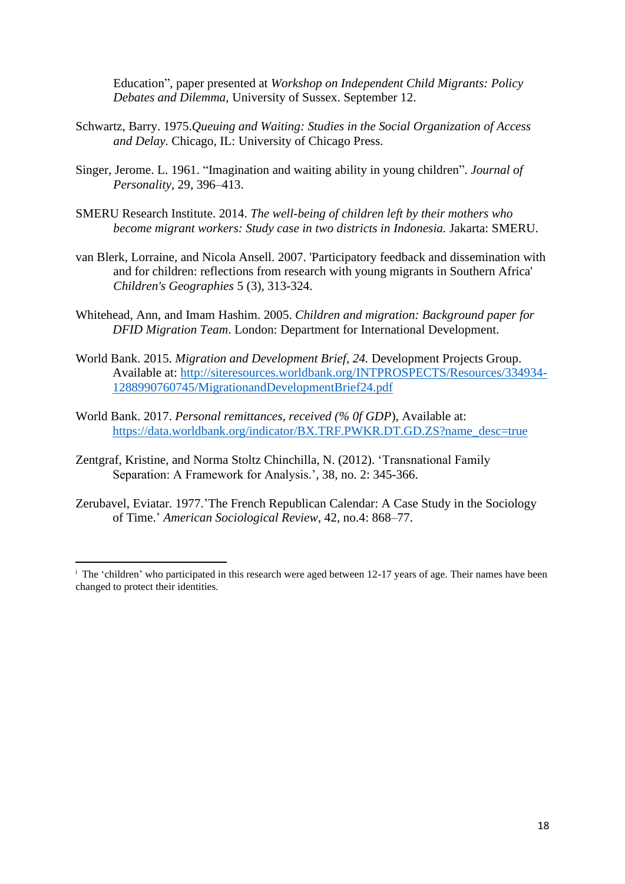Education", paper presented at *Workshop on Independent Child Migrants: Policy Debates and Dilemma,* University of Sussex. September 12.

Schwartz, Barry. 1975.*Queuing and Waiting: Studies in the Social Organization of Access and Delay.* Chicago, IL: University of Chicago Press.

Singer, Jerome. L. 1961. "Imagination and waiting ability in young children". *Journal of Personality,* 29, 396–413.

SMERU Research Institute. 2014. *The well-being of children left by their mothers who become migrant workers: Study case in two districts in Indonesia.* Jakarta: SMERU.

van Blerk, Lorraine, and Nicola Ansell. 2007. 'Participatory feedback and dissemination with and for children: reflections from research with young migrants in Southern Africa' *Children's Geographies* 5 (3), 313-324.

Whitehead, Ann, and Imam Hashim. 2005. *Children and migration: Background paper for DFID Migration Team*. London: Department for International Development.

World Bank. 2015. *Migration and Development Brief, 24.* Development Projects Group. Available at: http://siteresources.worldbank.org/INTPROSPECTS/Resources/334934-1288990760745/MigrationandDevelopmentBrief24.pdf

World Bank. 2017. *Personal remittances, received (% 0f GDP*), Available at: https://data.worldbank.org/indicator/BX.TRF.PWKR.DT.GD.ZS?name_desc=true

Zentgraf, Kristine, and Norma Stoltz Chinchilla, N. (2012). 'Transnational Family Separation: A Framework for Analysis.', 38, no. 2: 345-366.

Zerubavel, Eviatar. 1977.'The French Republican Calendar: A Case Study in the Sociology of Time.' *American Sociological Review*, 42, no.4: 868–77.

---

[i] The 'children' who participated in this research were aged between 12-17 years of age. Their names have been changed to protect their identities.